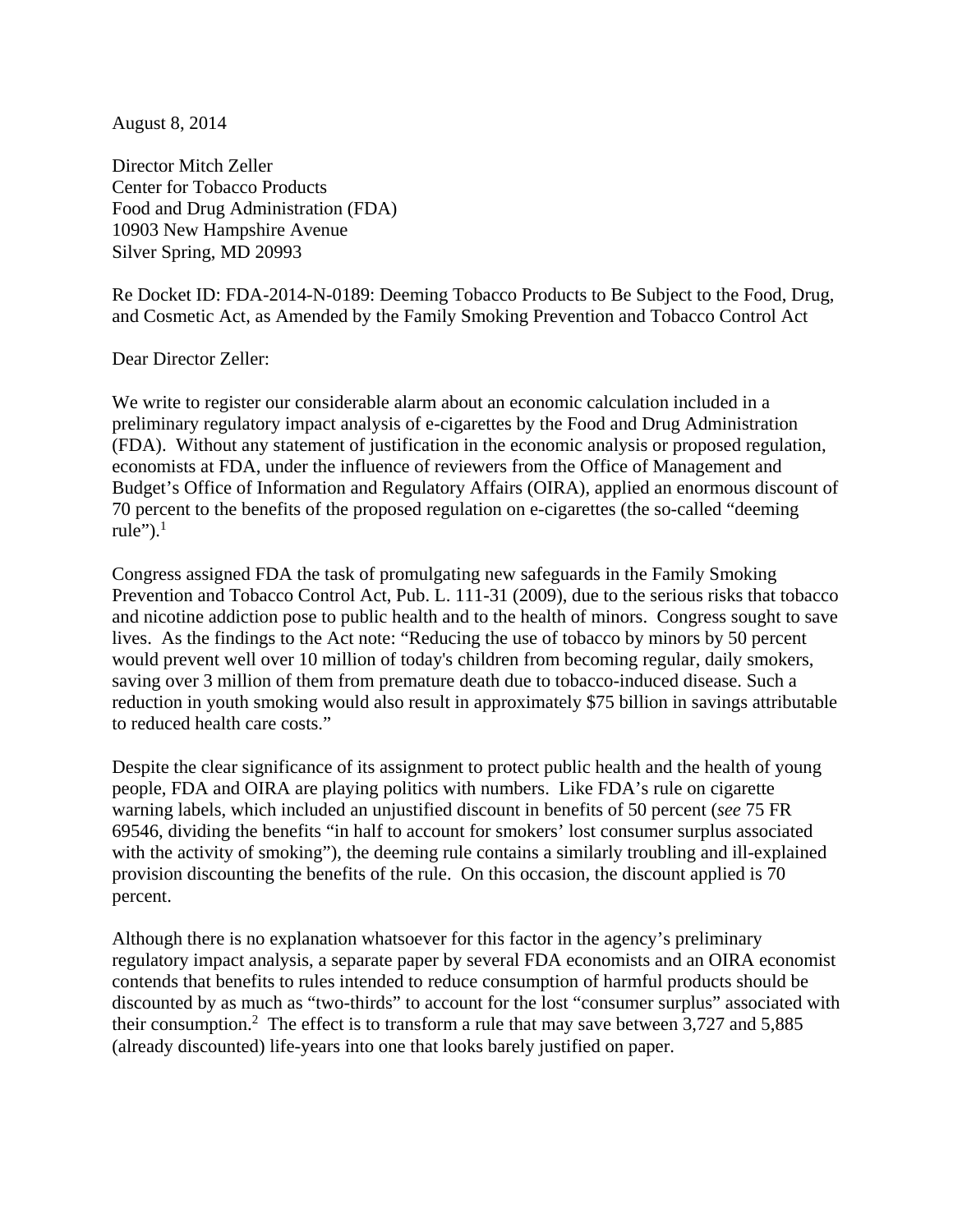August 8, 2014

Director Mitch Zeller
Center for Tobacco Products
Food and Drug Administration (FDA)
10903 New Hampshire Avenue
Silver Spring, MD 20993

Re Docket ID: FDA-2014-N-0189: Deeming Tobacco Products to Be Subject to the Food, Drug, and Cosmetic Act, as Amended by the Family Smoking Prevention and Tobacco Control Act

Dear Director Zeller:

We write to register our considerable alarm about an economic calculation included in a preliminary regulatory impact analysis of e-cigarettes by the Food and Drug Administration (FDA). Without any statement of justification in the economic analysis or proposed regulation, economists at FDA, under the influence of reviewers from the Office of Management and Budget's Office of Information and Regulatory Affairs (OIRA), applied an enormous discount of 70 percent to the benefits of the proposed regulation on e-cigarettes (the so-called "deeming rule").[1]

Congress assigned FDA the task of promulgating new safeguards in the Family Smoking Prevention and Tobacco Control Act, Pub. L. 111-31 (2009), due to the serious risks that tobacco and nicotine addiction pose to public health and to the health of minors. Congress sought to save lives. As the findings to the Act note: "Reducing the use of tobacco by minors by 50 percent would prevent well over 10 million of today's children from becoming regular, daily smokers, saving over 3 million of them from premature death due to tobacco-induced disease. Such a reduction in youth smoking would also result in approximately $75 billion in savings attributable to reduced health care costs."

Despite the clear significance of its assignment to protect public health and the health of young people, FDA and OIRA are playing politics with numbers. Like FDA's rule on cigarette warning labels, which included an unjustified discount in benefits of 50 percent (*see* 75 FR 69546, dividing the benefits "in half to account for smokers' lost consumer surplus associated with the activity of smoking"), the deeming rule contains a similarly troubling and ill-explained provision discounting the benefits of the rule. On this occasion, the discount applied is 70 percent.

Although there is no explanation whatsoever for this factor in the agency's preliminary regulatory impact analysis, a separate paper by several FDA economists and an OIRA economist contends that benefits to rules intended to reduce consumption of harmful products should be discounted by as much as "two-thirds" to account for the lost "consumer surplus" associated with their consumption.[2] The effect is to transform a rule that may save between 3,727 and 5,885 (already discounted) life-years into one that looks barely justified on paper.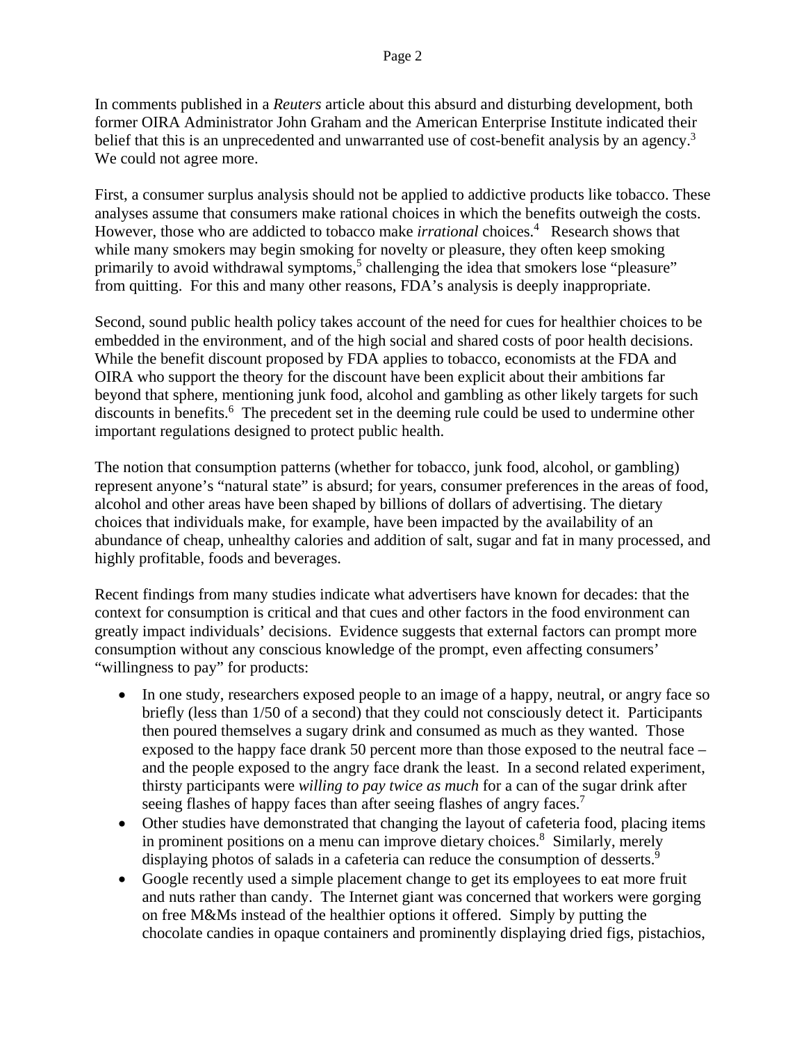In comments published in a *Reuters* article about this absurd and disturbing development, both former OIRA Administrator John Graham and the American Enterprise Institute indicated their belief that this is an unprecedented and unwarranted use of cost-benefit analysis by an agency.[3] We could not agree more.

First, a consumer surplus analysis should not be applied to addictive products like tobacco. These analyses assume that consumers make rational choices in which the benefits outweigh the costs. However, those who are addicted to tobacco make *irrational* choices.[4] Research shows that while many smokers may begin smoking for novelty or pleasure, they often keep smoking primarily to avoid withdrawal symptoms,[5] challenging the idea that smokers lose "pleasure" from quitting. For this and many other reasons, FDA's analysis is deeply inappropriate.

Second, sound public health policy takes account of the need for cues for healthier choices to be embedded in the environment, and of the high social and shared costs of poor health decisions. While the benefit discount proposed by FDA applies to tobacco, economists at the FDA and OIRA who support the theory for the discount have been explicit about their ambitions far beyond that sphere, mentioning junk food, alcohol and gambling as other likely targets for such discounts in benefits.[6] The precedent set in the deeming rule could be used to undermine other important regulations designed to protect public health.

The notion that consumption patterns (whether for tobacco, junk food, alcohol, or gambling) represent anyone's "natural state" is absurd; for years, consumer preferences in the areas of food, alcohol and other areas have been shaped by billions of dollars of advertising. The dietary choices that individuals make, for example, have been impacted by the availability of an abundance of cheap, unhealthy calories and addition of salt, sugar and fat in many processed, and highly profitable, foods and beverages.

Recent findings from many studies indicate what advertisers have known for decades: that the context for consumption is critical and that cues and other factors in the food environment can greatly impact individuals' decisions. Evidence suggests that external factors can prompt more consumption without any conscious knowledge of the prompt, even affecting consumers' "willingness to pay" for products:

- In one study, researchers exposed people to an image of a happy, neutral, or angry face so briefly (less than 1/50 of a second) that they could not consciously detect it. Participants then poured themselves a sugary drink and consumed as much as they wanted. Those exposed to the happy face drank 50 percent more than those exposed to the neutral face – and the people exposed to the angry face drank the least. In a second related experiment, thirsty participants were *willing to pay twice as much* for a can of the sugar drink after seeing flashes of happy faces than after seeing flashes of angry faces.[7]
- Other studies have demonstrated that changing the layout of cafeteria food, placing items in prominent positions on a menu can improve dietary choices.[8] Similarly, merely displaying photos of salads in a cafeteria can reduce the consumption of desserts.[9]
- Google recently used a simple placement change to get its employees to eat more fruit and nuts rather than candy. The Internet giant was concerned that workers were gorging on free M&Ms instead of the healthier options it offered. Simply by putting the chocolate candies in opaque containers and prominently displaying dried figs, pistachios,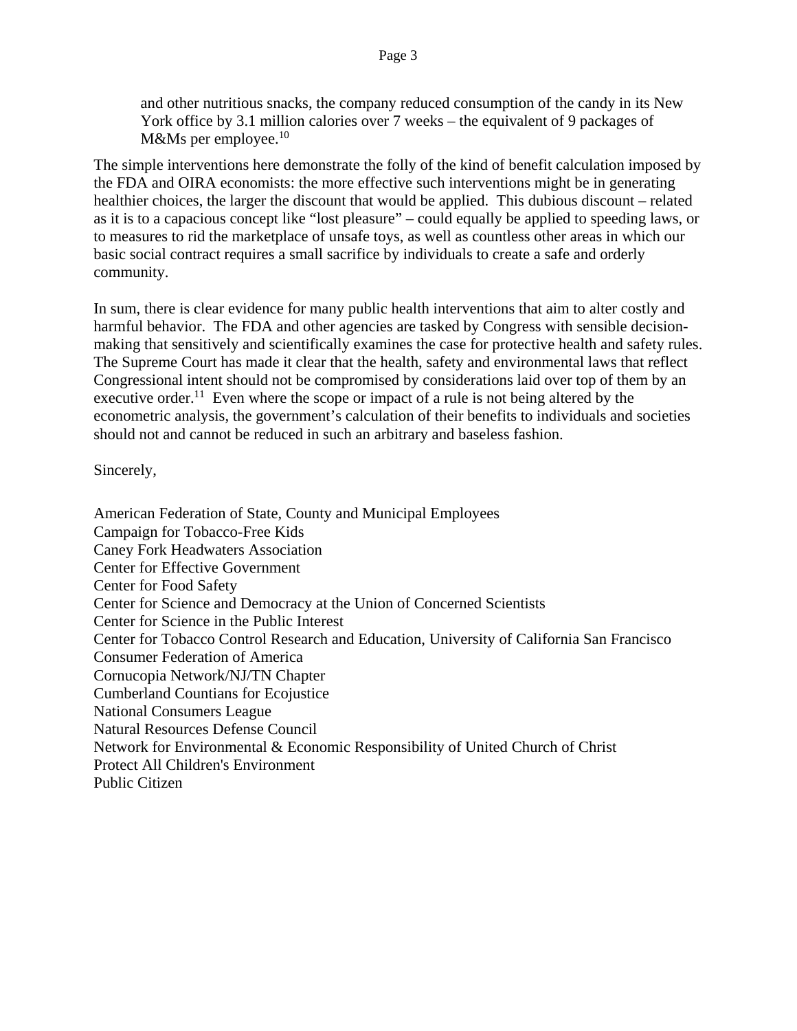and other nutritious snacks, the company reduced consumption of the candy in its New York office by 3.1 million calories over 7 weeks – the equivalent of 9 packages of M&Ms per employee.[10]

The simple interventions here demonstrate the folly of the kind of benefit calculation imposed by the FDA and OIRA economists: the more effective such interventions might be in generating healthier choices, the larger the discount that would be applied. This dubious discount – related as it is to a capacious concept like "lost pleasure" – could equally be applied to speeding laws, or to measures to rid the marketplace of unsafe toys, as well as countless other areas in which our basic social contract requires a small sacrifice by individuals to create a safe and orderly community.

In sum, there is clear evidence for many public health interventions that aim to alter costly and harmful behavior. The FDA and other agencies are tasked by Congress with sensible decision-making that sensitively and scientifically examines the case for protective health and safety rules. The Supreme Court has made it clear that the health, safety and environmental laws that reflect Congressional intent should not be compromised by considerations laid over top of them by an executive order.[11] Even where the scope or impact of a rule is not being altered by the econometric analysis, the government's calculation of their benefits to individuals and societies should not and cannot be reduced in such an arbitrary and baseless fashion.

Sincerely,

American Federation of State, County and Municipal Employees
Campaign for Tobacco-Free Kids
Caney Fork Headwaters Association
Center for Effective Government
Center for Food Safety
Center for Science and Democracy at the Union of Concerned Scientists
Center for Science in the Public Interest
Center for Tobacco Control Research and Education, University of California San Francisco
Consumer Federation of America
Cornucopia Network/NJ/TN Chapter
Cumberland Countians for Ecojustice
National Consumers League
Natural Resources Defense Council
Network for Environmental & Economic Responsibility of United Church of Christ
Protect All Children's Environment
Public Citizen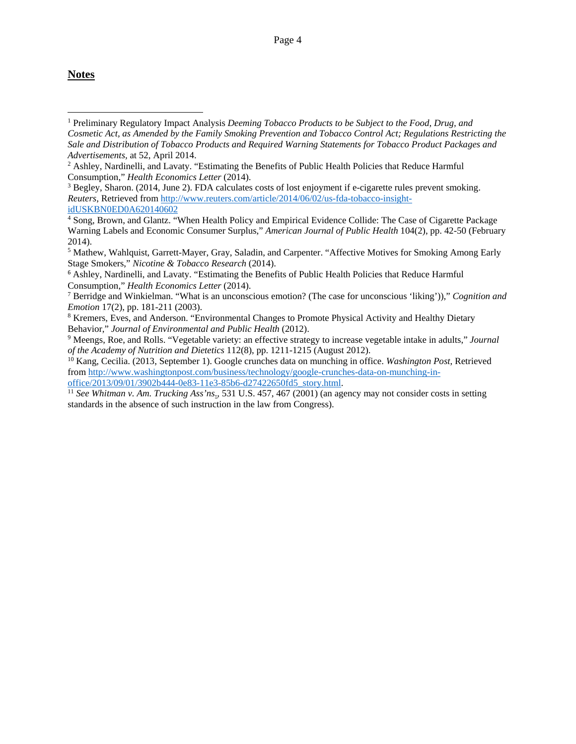**Notes**

[1] Preliminary Regulatory Impact Analysis *Deeming Tobacco Products to be Subject to the Food, Drug, and Cosmetic Act, as Amended by the Family Smoking Prevention and Tobacco Control Act; Regulations Restricting the Sale and Distribution of Tobacco Products and Required Warning Statements for Tobacco Product Packages and Advertisements*, at 52, April 2014.

[2] Ashley, Nardinelli, and Lavaty. "Estimating the Benefits of Public Health Policies that Reduce Harmful Consumption," *Health Economics Letter* (2014).

[3] Begley, Sharon. (2014, June 2). FDA calculates costs of lost enjoyment if e-cigarette rules prevent smoking. *Reuters*, Retrieved from http://www.reuters.com/article/2014/06/02/us-fda-tobacco-insight-idUSKBN0ED0A620140602

[4] Song, Brown, and Glantz. "When Health Policy and Empirical Evidence Collide: The Case of Cigarette Package Warning Labels and Economic Consumer Surplus," *American Journal of Public Health* 104(2), pp. 42-50 (February 2014).

[5] Mathew, Wahlquist, Garrett-Mayer, Gray, Saladin, and Carpenter. "Affective Motives for Smoking Among Early Stage Smokers," *Nicotine & Tobacco Research* (2014).

[6] Ashley, Nardinelli, and Lavaty. "Estimating the Benefits of Public Health Policies that Reduce Harmful Consumption," *Health Economics Letter* (2014).

[7] Berridge and Winkielman. "What is an unconscious emotion? (The case for unconscious 'liking'))," *Cognition and Emotion* 17(2), pp. 181-211 (2003).

[8] Kremers, Eves, and Anderson. "Environmental Changes to Promote Physical Activity and Healthy Dietary Behavior," *Journal of Environmental and Public Health* (2012).

[9] Meengs, Roe, and Rolls. "Vegetable variety: an effective strategy to increase vegetable intake in adults," *Journal of the Academy of Nutrition and Dietetics* 112(8), pp. 1211-1215 (August 2012).

[10] Kang, Cecilia. (2013, September 1). Google crunches data on munching in office. *Washington Post*, Retrieved from http://www.washingtonpost.com/business/technology/google-crunches-data-on-munching-in-office/2013/09/01/3902b444-0e83-11e3-85b6-d27422650fd5_story.html.

[11] *See Whitman v. Am. Trucking Ass'ns.*, 531 U.S. 457, 467 (2001) (an agency may not consider costs in setting standards in the absence of such instruction in the law from Congress).